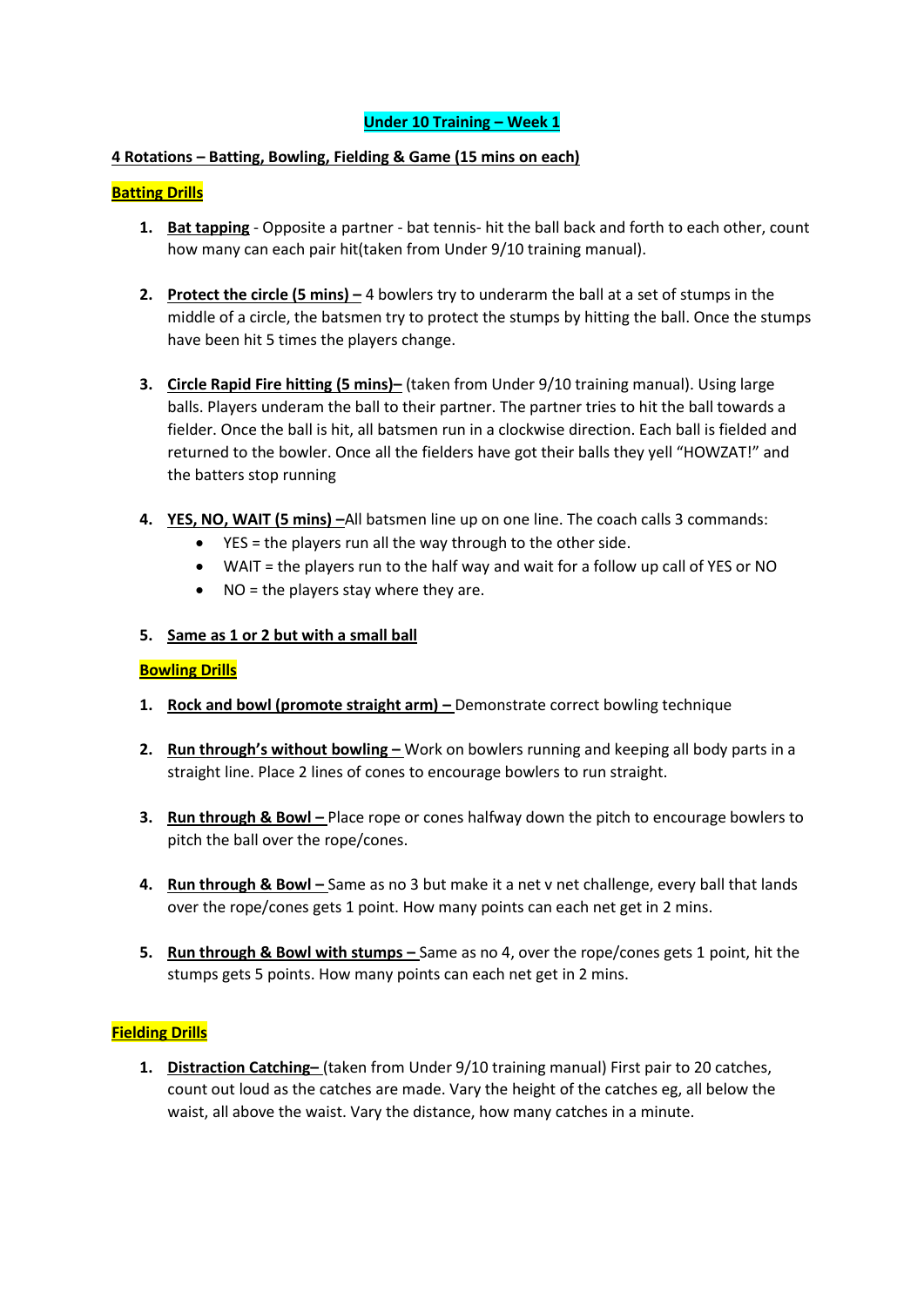# Under 10 Training – Week 1

**4 Rotations – Batting, Bowling, Fielding & Game (15 mins on each)**

## Batting Drills

1. **Bat tapping** - Opposite a partner - bat tennis- hit the ball back and forth to each other, count how many can each pair hit(taken from Under 9/10 training manual).

2. **Protect the circle (5 mins) –** 4 bowlers try to underarm the ball at a set of stumps in the middle of a circle, the batsmen try to protect the stumps by hitting the ball. Once the stumps have been hit 5 times the players change.

3. **Circle Rapid Fire hitting (5 mins)–** (taken from Under 9/10 training manual). Using large balls. Players underam the ball to their partner. The partner tries to hit the ball towards a fielder. Once the ball is hit, all batsmen run in a clockwise direction. Each ball is fielded and returned to the bowler. Once all the fielders have got their balls they yell "HOWZAT!" and the batters stop running

4. **YES, NO, WAIT (5 mins) –**All batsmen line up on one line. The coach calls 3 commands:
   - YES = the players run all the way through to the other side.
   - WAIT = the players run to the half way and wait for a follow up call of YES or NO
   - NO = the players stay where they are.

5. **Same as 1 or 2 but with a small ball**

## Bowling Drills

1. **Rock and bowl (promote straight arm) –** Demonstrate correct bowling technique

2. **Run through's without bowling –** Work on bowlers running and keeping all body parts in a straight line. Place 2 lines of cones to encourage bowlers to run straight.

3. **Run through & Bowl –** Place rope or cones halfway down the pitch to encourage bowlers to pitch the ball over the rope/cones.

4. **Run through & Bowl –** Same as no 3 but make it a net v net challenge, every ball that lands over the rope/cones gets 1 point. How many points can each net get in 2 mins.

5. **Run through & Bowl with stumps –** Same as no 4, over the rope/cones gets 1 point, hit the stumps gets 5 points. How many points can each net get in 2 mins.

## Fielding Drills

1. **Distraction Catching–** (taken from Under 9/10 training manual) First pair to 20 catches, count out loud as the catches are made. Vary the height of the catches eg, all below the waist, all above the waist. Vary the distance, how many catches in a minute.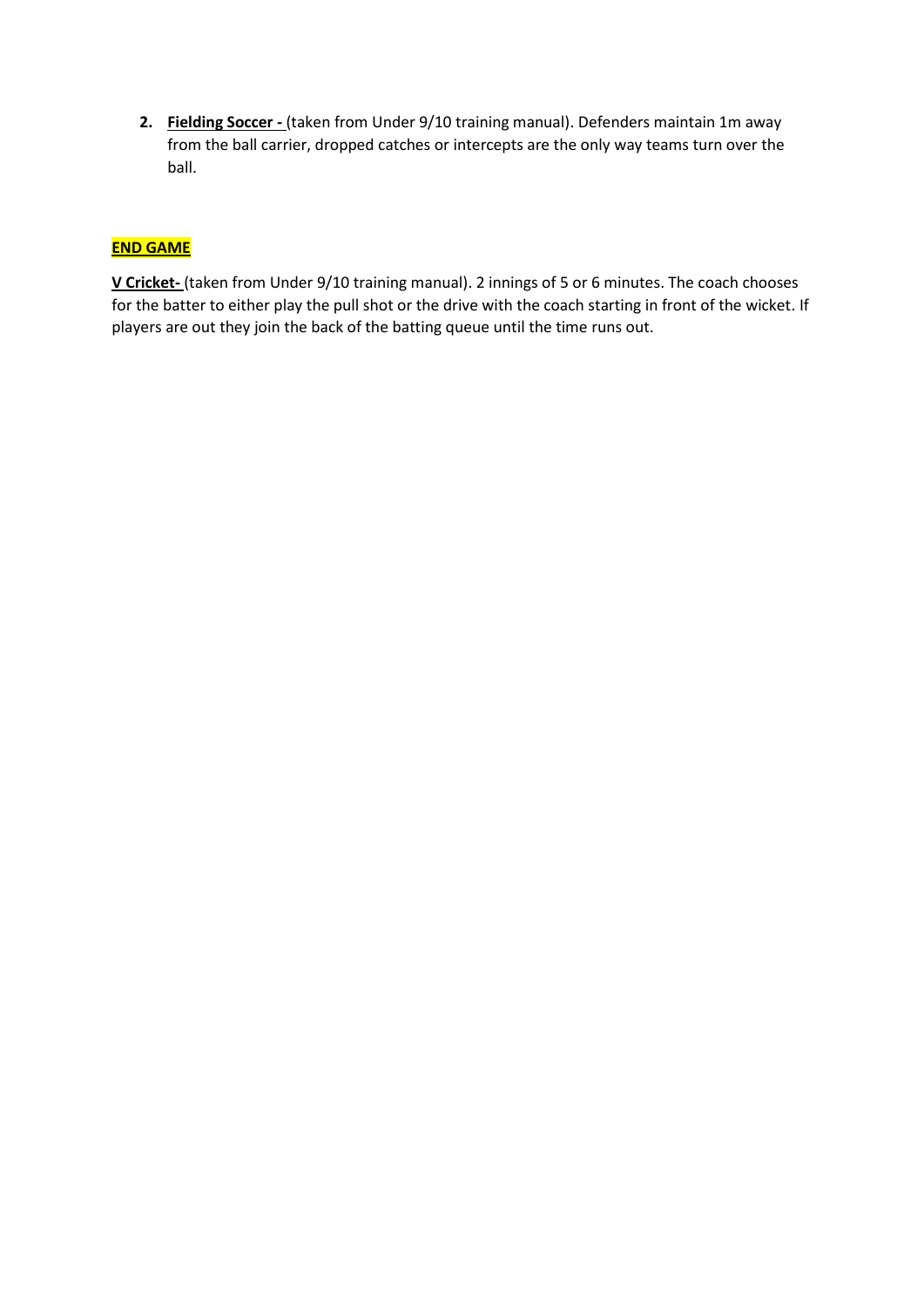2. **Fielding Soccer -** (taken from Under 9/10 training manual). Defenders maintain 1m away from the ball carrier, dropped catches or intercepts are the only way teams turn over the ball.

**END GAME**

**V Cricket-** (taken from Under 9/10 training manual). 2 innings of 5 or 6 minutes. The coach chooses for the batter to either play the pull shot or the drive with the coach starting in front of the wicket. If players are out they join the back of the batting queue until the time runs out.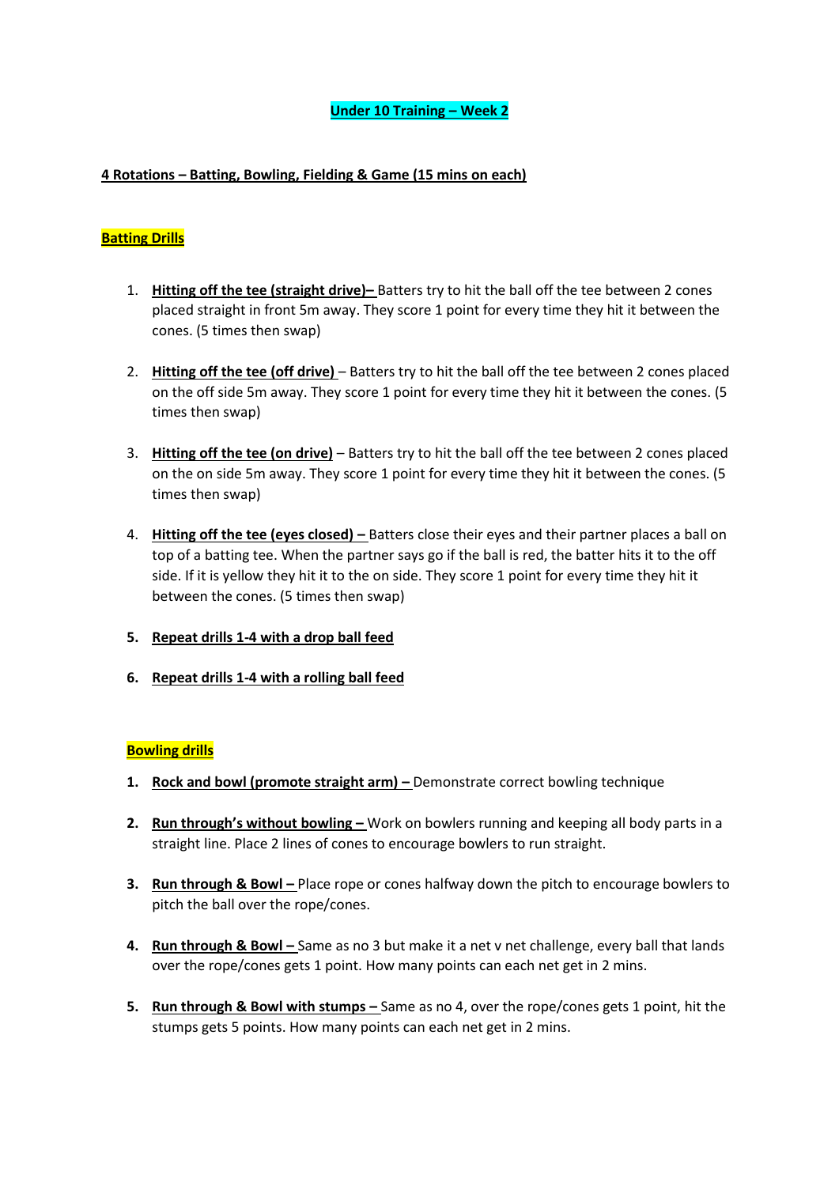# Under 10 Training – Week 2

**4 Rotations – Batting, Bowling, Fielding & Game (15 mins on each)**

## Batting Drills

1. **Hitting off the tee (straight drive)–** Batters try to hit the ball off the tee between 2 cones placed straight in front 5m away. They score 1 point for every time they hit it between the cones. (5 times then swap)

2. **Hitting off the tee (off drive)** – Batters try to hit the ball off the tee between 2 cones placed on the off side 5m away. They score 1 point for every time they hit it between the cones. (5 times then swap)

3. **Hitting off the tee (on drive)** – Batters try to hit the ball off the tee between 2 cones placed on the on side 5m away. They score 1 point for every time they hit it between the cones. (5 times then swap)

4. **Hitting off the tee (eyes closed) –** Batters close their eyes and their partner places a ball on top of a batting tee. When the partner says go if the ball is red, the batter hits it to the off side. If it is yellow they hit it to the on side. They score 1 point for every time they hit it between the cones. (5 times then swap)

5. **Repeat drills 1-4 with a drop ball feed**

6. **Repeat drills 1-4 with a rolling ball feed**

## Bowling drills

1. **Rock and bowl (promote straight arm) –** Demonstrate correct bowling technique

2. **Run through's without bowling –** Work on bowlers running and keeping all body parts in a straight line. Place 2 lines of cones to encourage bowlers to run straight.

3. **Run through & Bowl –** Place rope or cones halfway down the pitch to encourage bowlers to pitch the ball over the rope/cones.

4. **Run through & Bowl –** Same as no 3 but make it a net v net challenge, every ball that lands over the rope/cones gets 1 point. How many points can each net get in 2 mins.

5. **Run through & Bowl with stumps –** Same as no 4, over the rope/cones gets 1 point, hit the stumps gets 5 points. How many points can each net get in 2 mins.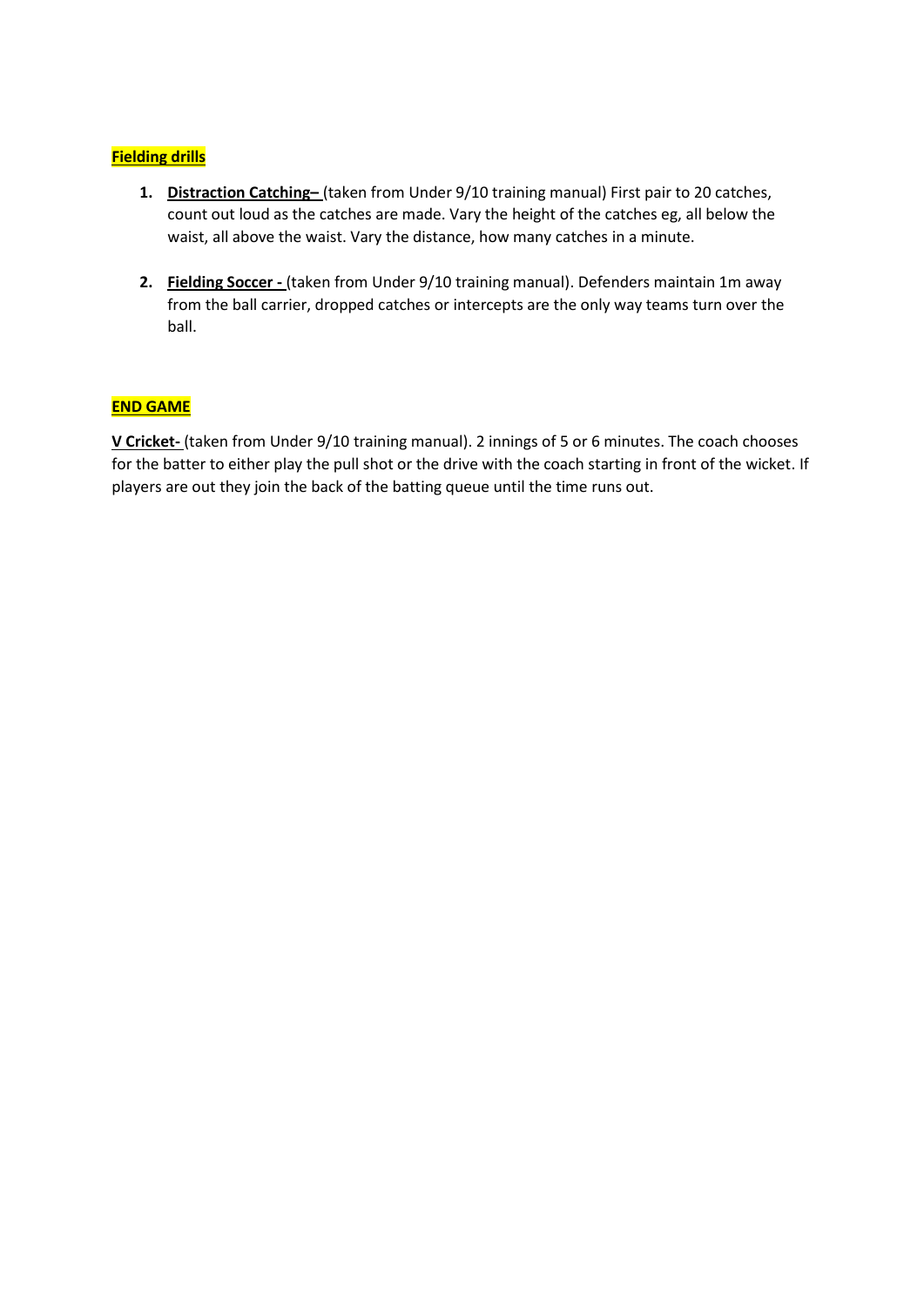## Fielding drills

1. **Distraction Catching–** (taken from Under 9/10 training manual) First pair to 20 catches, count out loud as the catches are made. Vary the height of the catches eg, all below the waist, all above the waist. Vary the distance, how many catches in a minute.

2. **Fielding Soccer -** (taken from Under 9/10 training manual). Defenders maintain 1m away from the ball carrier, dropped catches or intercepts are the only way teams turn over the ball.

## END GAME

**V Cricket-** (taken from Under 9/10 training manual). 2 innings of 5 or 6 minutes. The coach chooses for the batter to either play the pull shot or the drive with the coach starting in front of the wicket. If players are out they join the back of the batting queue until the time runs out.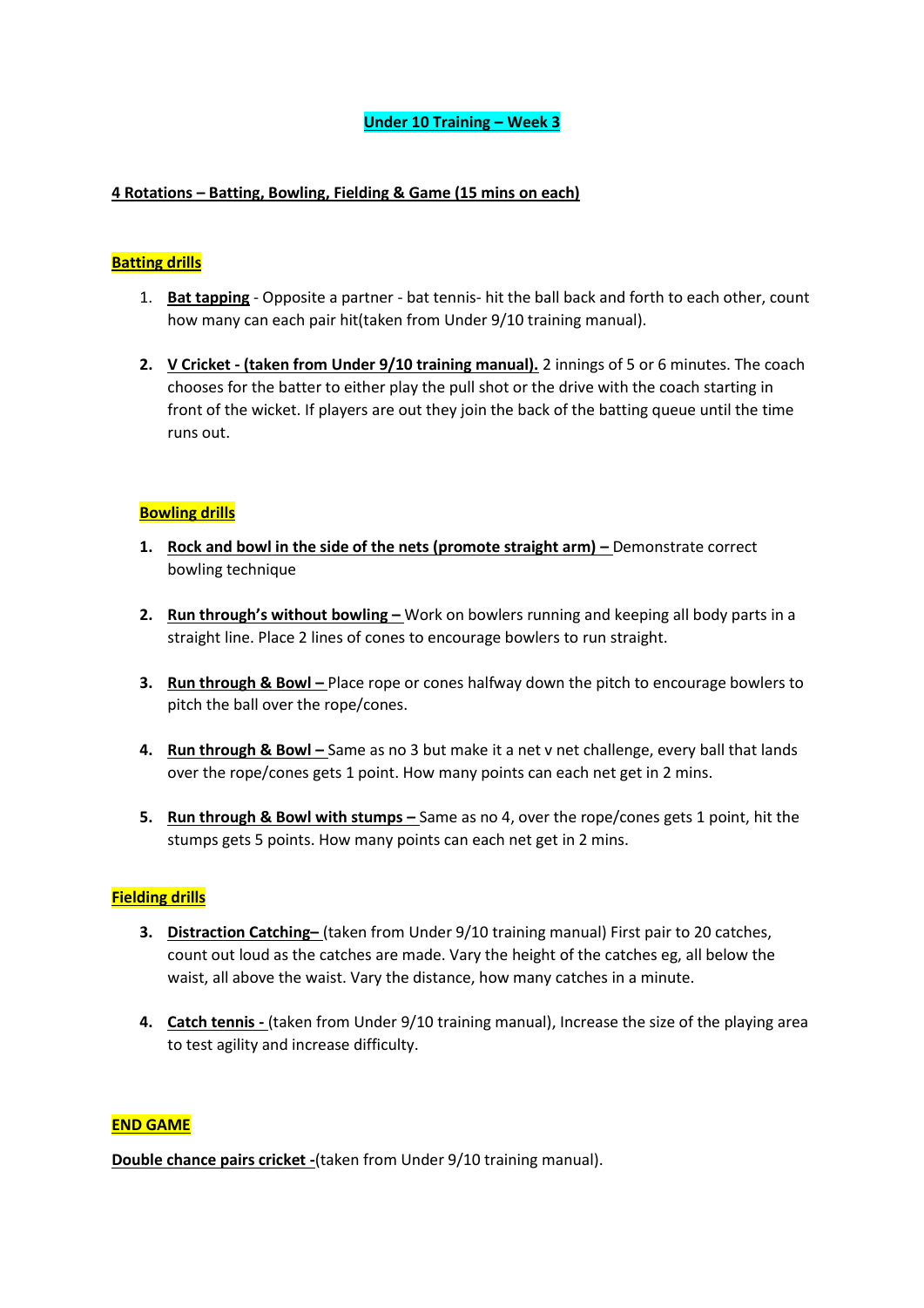# Under 10 Training – Week 3

## 4 Rotations – Batting, Bowling, Fielding & Game (15 mins on each)

### Batting drills

1. **Bat tapping** - Opposite a partner - bat tennis- hit the ball back and forth to each other, count how many can each pair hit(taken from Under 9/10 training manual).

2. **V Cricket - (taken from Under 9/10 training manual).** 2 innings of 5 or 6 minutes. The coach chooses for the batter to either play the pull shot or the drive with the coach starting in front of the wicket. If players are out they join the back of the batting queue until the time runs out.

### Bowling drills

1. **Rock and bowl in the side of the nets (promote straight arm) –** Demonstrate correct bowling technique

2. **Run through's without bowling –** Work on bowlers running and keeping all body parts in a straight line. Place 2 lines of cones to encourage bowlers to run straight.

3. **Run through & Bowl –** Place rope or cones halfway down the pitch to encourage bowlers to pitch the ball over the rope/cones.

4. **Run through & Bowl –** Same as no 3 but make it a net v net challenge, every ball that lands over the rope/cones gets 1 point. How many points can each net get in 2 mins.

5. **Run through & Bowl with stumps –** Same as no 4, over the rope/cones gets 1 point, hit the stumps gets 5 points. How many points can each net get in 2 mins.

### Fielding drills

3. **Distraction Catching–** (taken from Under 9/10 training manual) First pair to 20 catches, count out loud as the catches are made. Vary the height of the catches eg, all below the waist, all above the waist. Vary the distance, how many catches in a minute.

4. **Catch tennis -** (taken from Under 9/10 training manual), Increase the size of the playing area to test agility and increase difficulty.

### END GAME

**Double chance pairs cricket -**(taken from Under 9/10 training manual).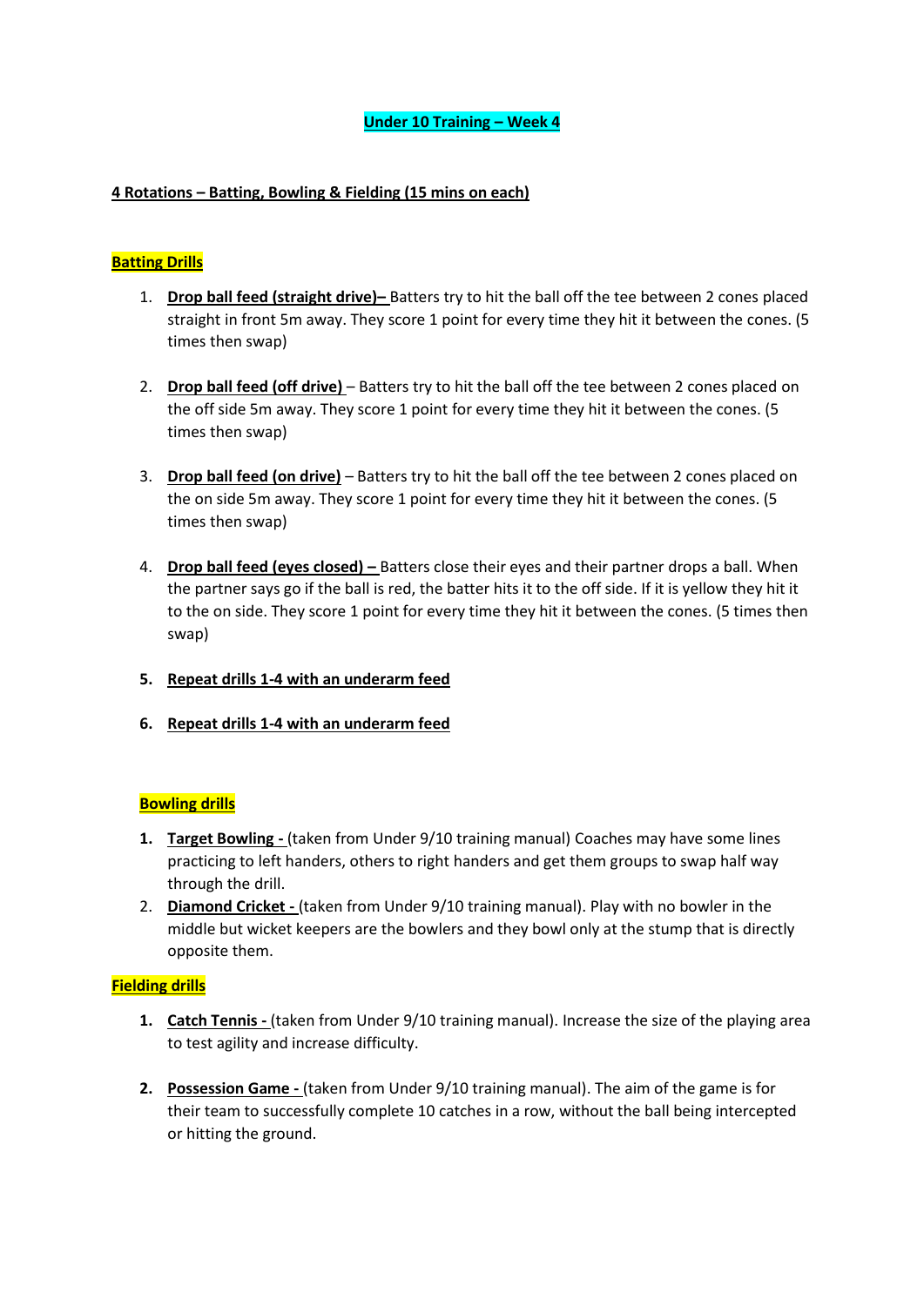# Under 10 Training – Week 4

**4 Rotations – Batting, Bowling & Fielding (15 mins on each)**

## Batting Drills

1. **Drop ball feed (straight drive)–** Batters try to hit the ball off the tee between 2 cones placed straight in front 5m away. They score 1 point for every time they hit it between the cones. (5 times then swap)

2. **Drop ball feed (off drive)** – Batters try to hit the ball off the tee between 2 cones placed on the off side 5m away. They score 1 point for every time they hit it between the cones. (5 times then swap)

3. **Drop ball feed (on drive)** – Batters try to hit the ball off the tee between 2 cones placed on the on side 5m away. They score 1 point for every time they hit it between the cones. (5 times then swap)

4. **Drop ball feed (eyes closed) –** Batters close their eyes and their partner drops a ball. When the partner says go if the ball is red, the batter hits it to the off side. If it is yellow they hit it to the on side. They score 1 point for every time they hit it between the cones. (5 times then swap)

5. **Repeat drills 1-4 with an underarm feed**

6. **Repeat drills 1-4 with an underarm feed**

## Bowling drills

1. **Target Bowling -** (taken from Under 9/10 training manual) Coaches may have some lines practicing to left handers, others to right handers and get them groups to swap half way through the drill.
2. **Diamond Cricket -** (taken from Under 9/10 training manual). Play with no bowler in the middle but wicket keepers are the bowlers and they bowl only at the stump that is directly opposite them.

## Fielding drills

1. **Catch Tennis -** (taken from Under 9/10 training manual). Increase the size of the playing area to test agility and increase difficulty.

2. **Possession Game -** (taken from Under 9/10 training manual). The aim of the game is for their team to successfully complete 10 catches in a row, without the ball being intercepted or hitting the ground.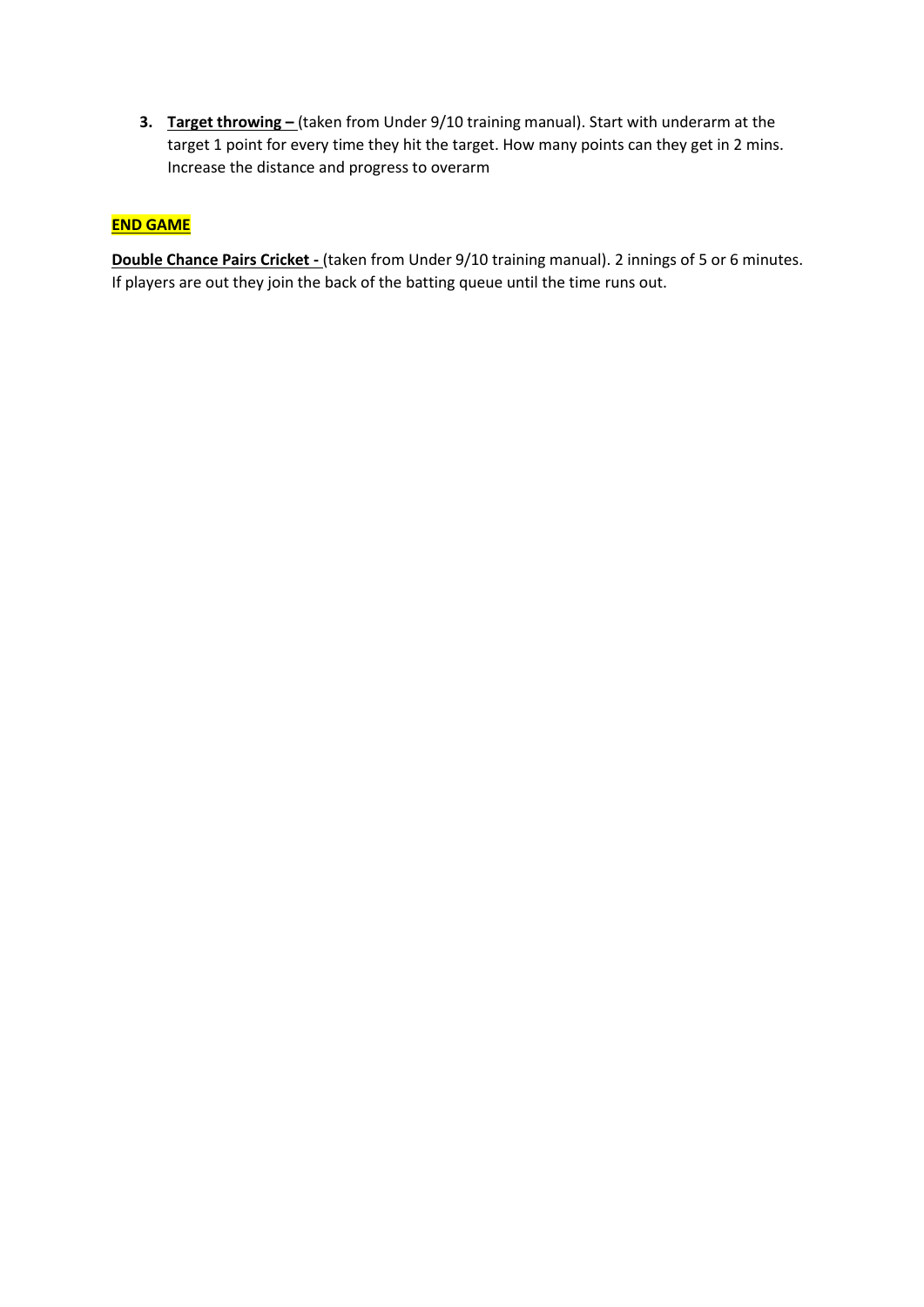3. **Target throwing –** (taken from Under 9/10 training manual). Start with underarm at the target 1 point for every time they hit the target. How many points can they get in 2 mins. Increase the distance and progress to overarm

**END GAME**

**Double Chance Pairs Cricket -** (taken from Under 9/10 training manual). 2 innings of 5 or 6 minutes. If players are out they join the back of the batting queue until the time runs out.